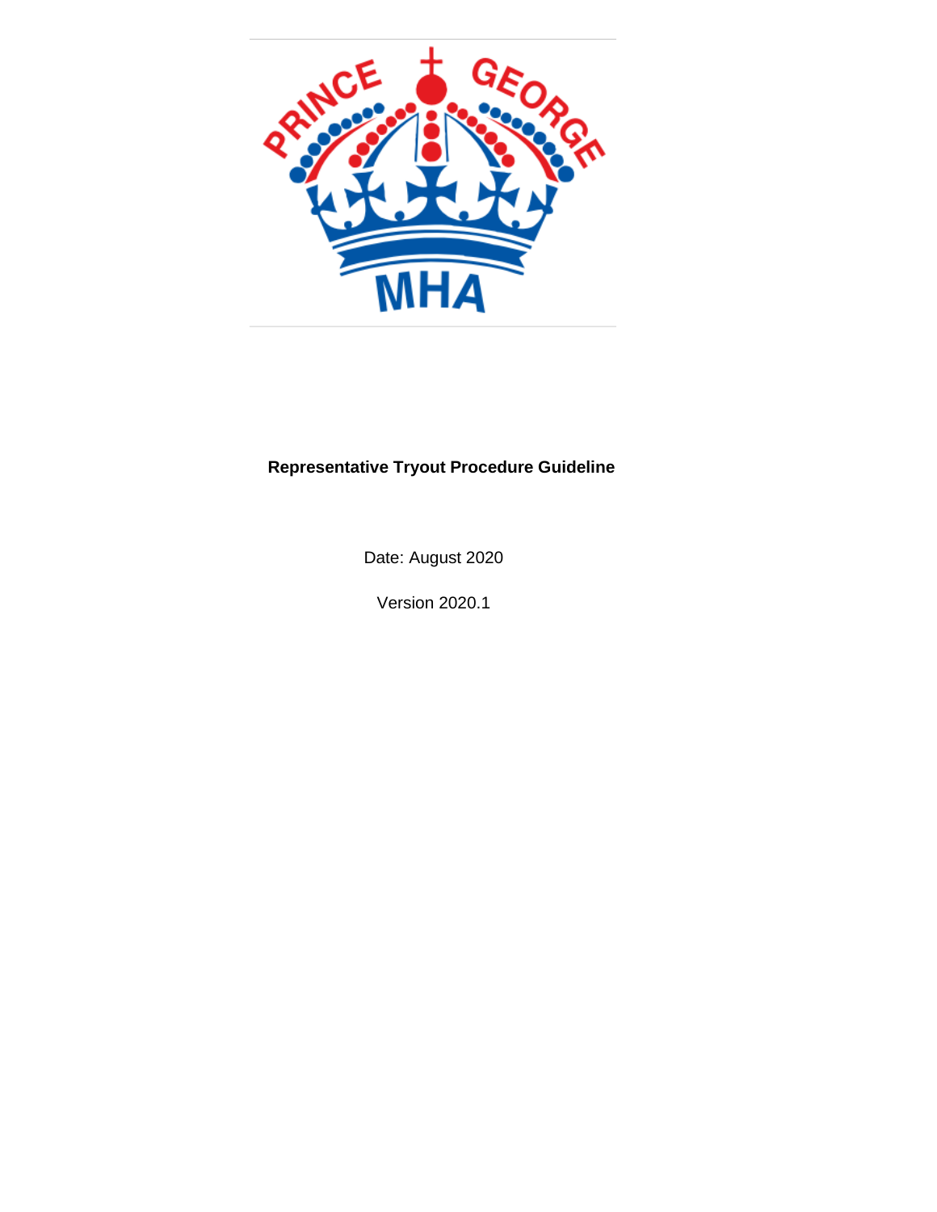# Representative Tryout Procedure Guideline

Date: August 2020

Version 2020.1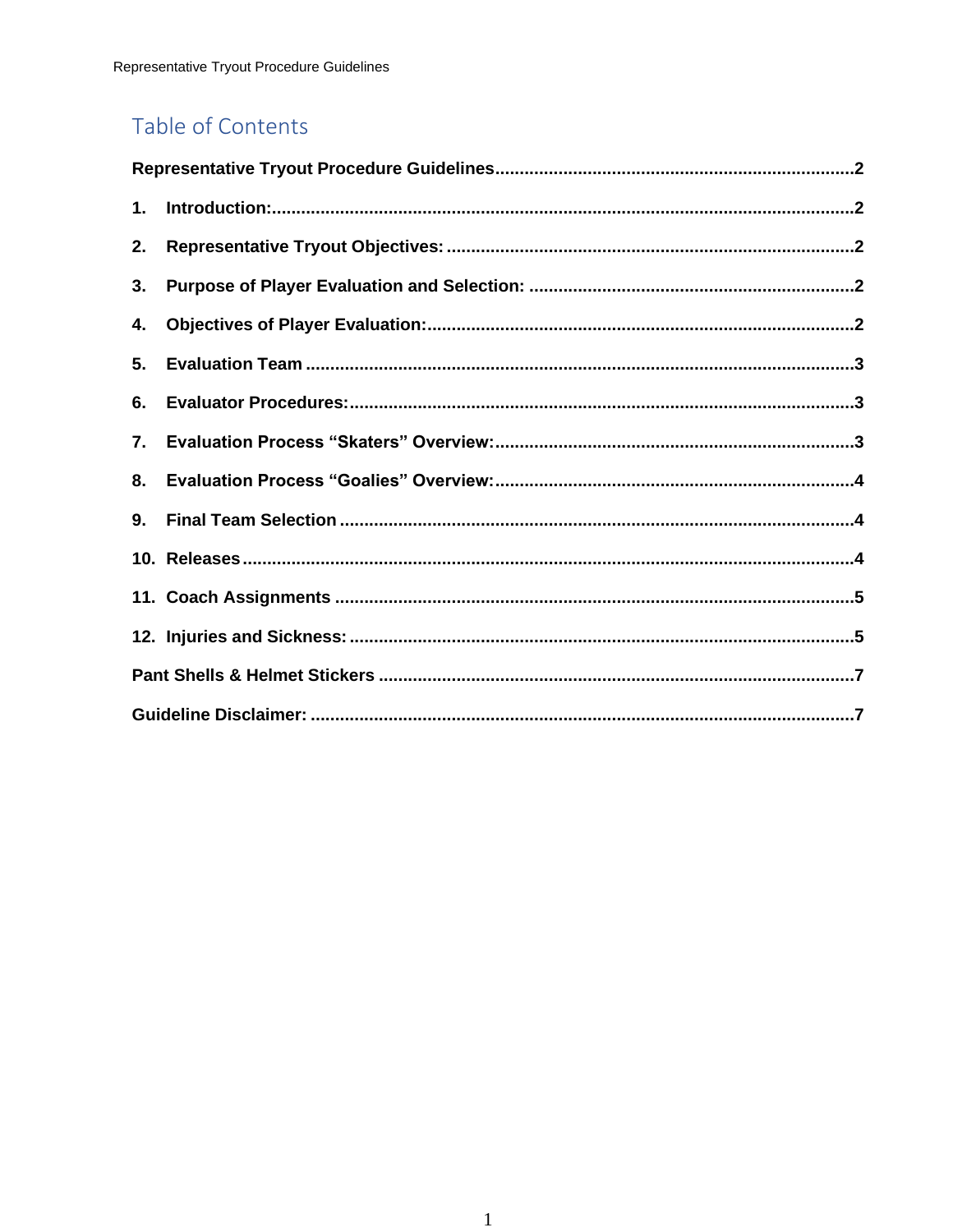## Table of Contents

**Representative Tryout Procedure Guidelines**.........................................................................2

**1. Introduction:**.....................................................................................................................2

**2. Representative Tryout Objectives:** ...................................................................................2

**3. Purpose of Player Evaluation and Selection:** ..................................................................2

**4. Objectives of Player Evaluation:**.......................................................................................2

**5. Evaluation Team** ...............................................................................................................3

**6. Evaluator Procedures:**......................................................................................................3

**7. Evaluation Process "Skaters" Overview:**.........................................................................3

**8. Evaluation Process "Goalies" Overview:**.........................................................................4

**9. Final Team Selection** ........................................................................................................4

**10. Releases**............................................................................................................................4

**11. Coach Assignments** .........................................................................................................5

**12. Injuries and Sickness:** ......................................................................................................5

**Pant Shells & Helmet Stickers** .................................................................................................7

**Guideline Disclaimer:** ...............................................................................................................7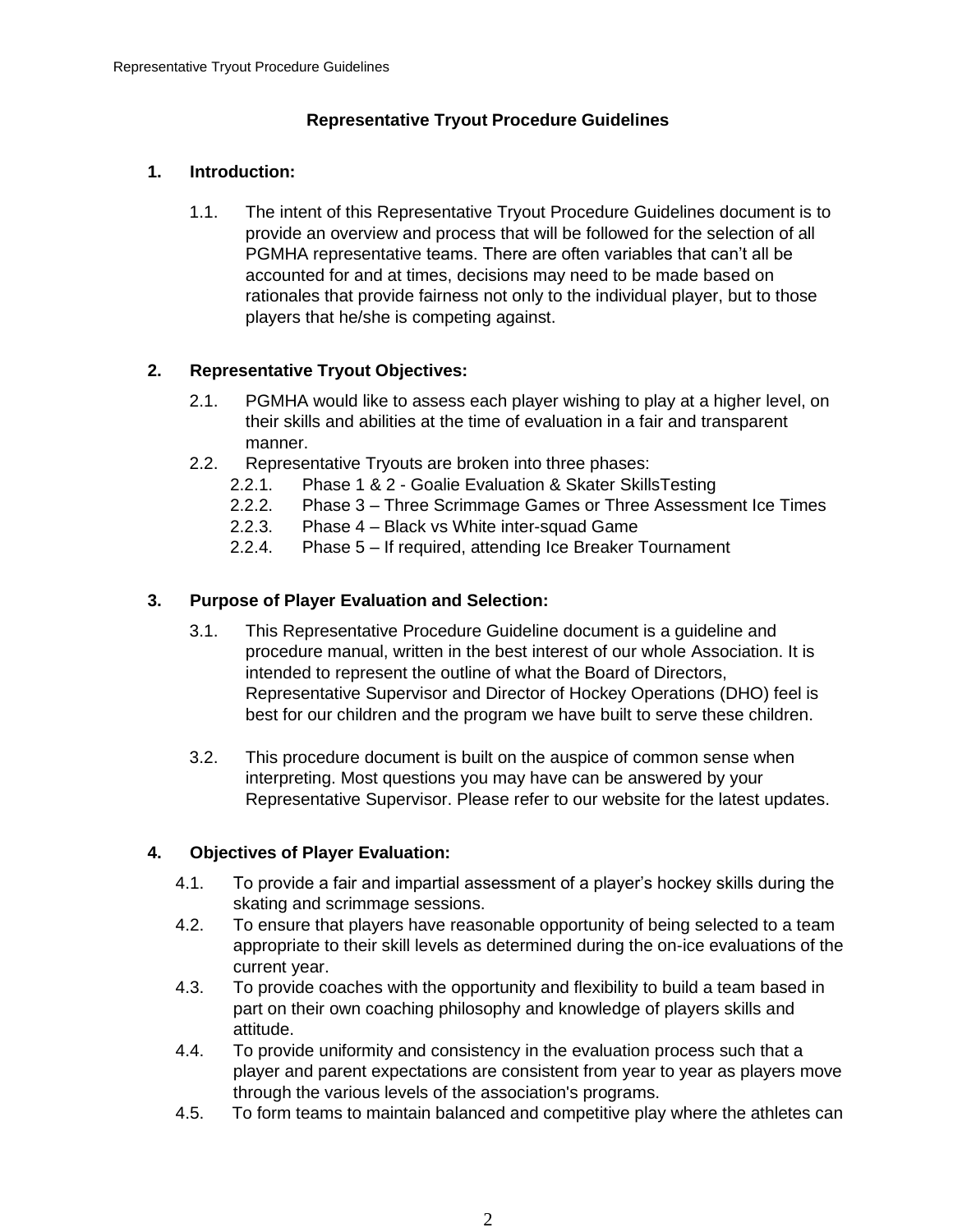**Representative Tryout Procedure Guidelines**

1. **Introduction:**

   1.1. The intent of this Representative Tryout Procedure Guidelines document is to provide an overview and process that will be followed for the selection of all PGMHA representative teams. There are often variables that can't all be accounted for and at times, decisions may need to be made based on rationales that provide fairness not only to the individual player, but to those players that he/she is competing against.

2. **Representative Tryout Objectives:**

   2.1. PGMHA would like to assess each player wishing to play at a higher level, on their skills and abilities at the time of evaluation in a fair and transparent manner.

   2.2. Representative Tryouts are broken into three phases:

      2.2.1. Phase 1 & 2 - Goalie Evaluation & Skater SkillsTesting

      2.2.2. Phase 3 – Three Scrimmage Games or Three Assessment Ice Times

      2.2.3. Phase 4 – Black vs White inter-squad Game

      2.2.4. Phase 5 – If required, attending Ice Breaker Tournament

3. **Purpose of Player Evaluation and Selection:**

   3.1. This Representative Procedure Guideline document is a guideline and procedure manual, written in the best interest of our whole Association. It is intended to represent the outline of what the Board of Directors, Representative Supervisor and Director of Hockey Operations (DHO) feel is best for our children and the program we have built to serve these children.

   3.2. This procedure document is built on the auspice of common sense when interpreting. Most questions you may have can be answered by your Representative Supervisor. Please refer to our website for the latest updates.

4. **Objectives of Player Evaluation:**

   4.1. To provide a fair and impartial assessment of a player's hockey skills during the skating and scrimmage sessions.

   4.2. To ensure that players have reasonable opportunity of being selected to a team appropriate to their skill levels as determined during the on-ice evaluations of the current year.

   4.3. To provide coaches with the opportunity and flexibility to build a team based in part on their own coaching philosophy and knowledge of players skills and attitude.

   4.4. To provide uniformity and consistency in the evaluation process such that a player and parent expectations are consistent from year to year as players move through the various levels of the association's programs.

   4.5. To form teams to maintain balanced and competitive play where the athletes can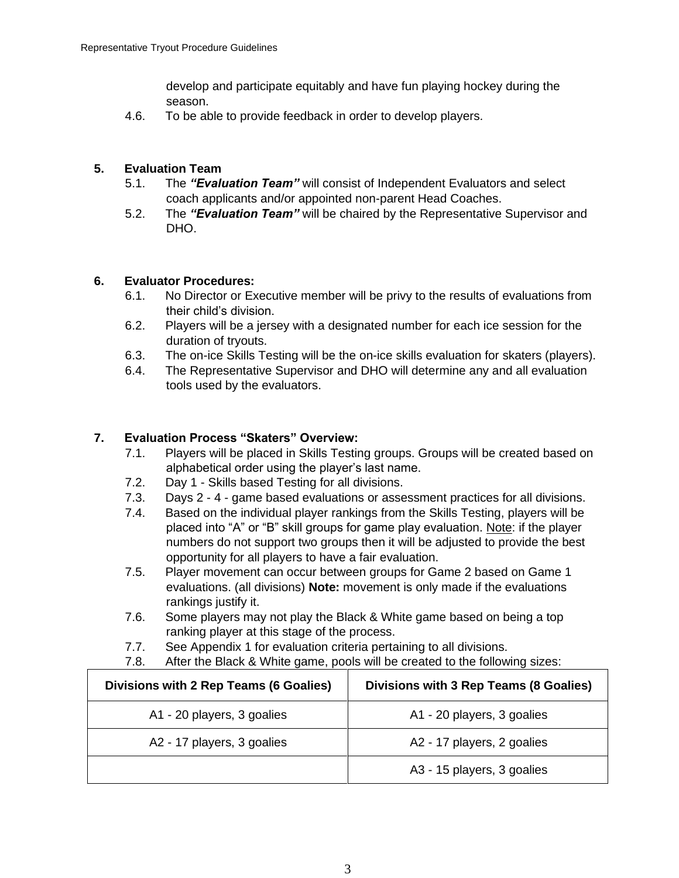develop and participate equitably and have fun playing hockey during the season.

4.6. To be able to provide feedback in order to develop players.

## 5. Evaluation Team

5.1. The ***"Evaluation Team"*** will consist of Independent Evaluators and select coach applicants and/or appointed non-parent Head Coaches.

5.2. The ***"Evaluation Team"*** will be chaired by the Representative Supervisor and DHO.

## 6. Evaluator Procedures:

6.1. No Director or Executive member will be privy to the results of evaluations from their child's division.

6.2. Players will be a jersey with a designated number for each ice session for the duration of tryouts.

6.3. The on-ice Skills Testing will be the on-ice skills evaluation for skaters (players).

6.4. The Representative Supervisor and DHO will determine any and all evaluation tools used by the evaluators.

## 7. Evaluation Process "Skaters" Overview:

7.1. Players will be placed in Skills Testing groups. Groups will be created based on alphabetical order using the player's last name.

7.2. Day 1 - Skills based Testing for all divisions.

7.3. Days 2 - 4 - game based evaluations or assessment practices for all divisions.

7.4. Based on the individual player rankings from the Skills Testing, players will be placed into "A" or "B" skill groups for game play evaluation. Note: if the player numbers do not support two groups then it will be adjusted to provide the best opportunity for all players to have a fair evaluation.

7.5. Player movement can occur between groups for Game 2 based on Game 1 evaluations. (all divisions) **Note:** movement is only made if the evaluations rankings justify it.

7.6. Some players may not play the Black & White game based on being a top ranking player at this stage of the process.

7.7. See Appendix 1 for evaluation criteria pertaining to all divisions.

7.8. After the Black & White game, pools will be created to the following sizes:

| Divisions with 2 Rep Teams (6 Goalies) | Divisions with 3 Rep Teams (8 Goalies) |
|---|---|
| A1 - 20 players, 3 goalies | A1 - 20 players, 3 goalies |
| A2 - 17 players, 3 goalies | A2 - 17 players, 2 goalies |
| | A3 - 15 players, 3 goalies |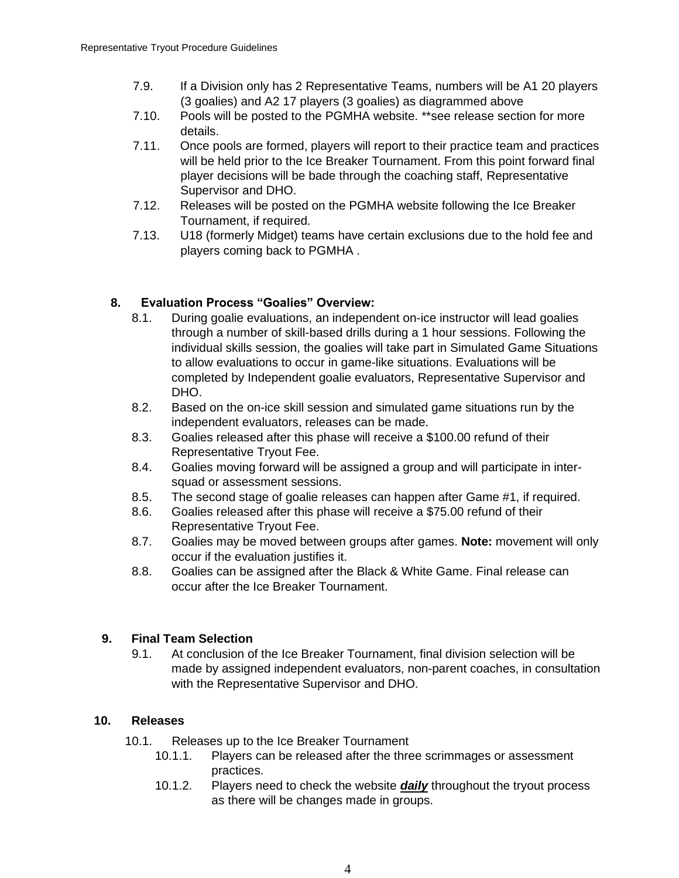7.9. If a Division only has 2 Representative Teams, numbers will be A1 20 players (3 goalies) and A2 17 players (3 goalies) as diagrammed above

7.10. Pools will be posted to the PGMHA website. **see release section for more details.

7.11. Once pools are formed, players will report to their practice team and practices will be held prior to the Ice Breaker Tournament. From this point forward final player decisions will be bade through the coaching staff, Representative Supervisor and DHO.

7.12. Releases will be posted on the PGMHA website following the Ice Breaker Tournament, if required.

7.13. U18 (formerly Midget) teams have certain exclusions due to the hold fee and players coming back to PGMHA .

## 8. Evaluation Process “Goalies” Overview:

8.1. During goalie evaluations, an independent on-ice instructor will lead goalies through a number of skill-based drills during a 1 hour sessions. Following the individual skills session, the goalies will take part in Simulated Game Situations to allow evaluations to occur in game-like situations. Evaluations will be completed by Independent goalie evaluators, Representative Supervisor and DHO.

8.2. Based on the on-ice skill session and simulated game situations run by the independent evaluators, releases can be made.

8.3. Goalies released after this phase will receive a $100.00 refund of their Representative Tryout Fee.

8.4. Goalies moving forward will be assigned a group and will participate in inter-squad or assessment sessions.

8.5. The second stage of goalie releases can happen after Game #1, if required.

8.6. Goalies released after this phase will receive a $75.00 refund of their Representative Tryout Fee.

8.7. Goalies may be moved between groups after games. **Note:** movement will only occur if the evaluation justifies it.

8.8. Goalies can be assigned after the Black & White Game. Final release can occur after the Ice Breaker Tournament.

## 9. Final Team Selection

9.1. At conclusion of the Ice Breaker Tournament, final division selection will be made by assigned independent evaluators, non-parent coaches, in consultation with the Representative Supervisor and DHO.

## 10. Releases

10.1. Releases up to the Ice Breaker Tournament

10.1.1. Players can be released after the three scrimmages or assessment practices.

10.1.2. Players need to check the website ***daily*** throughout the tryout process as there will be changes made in groups.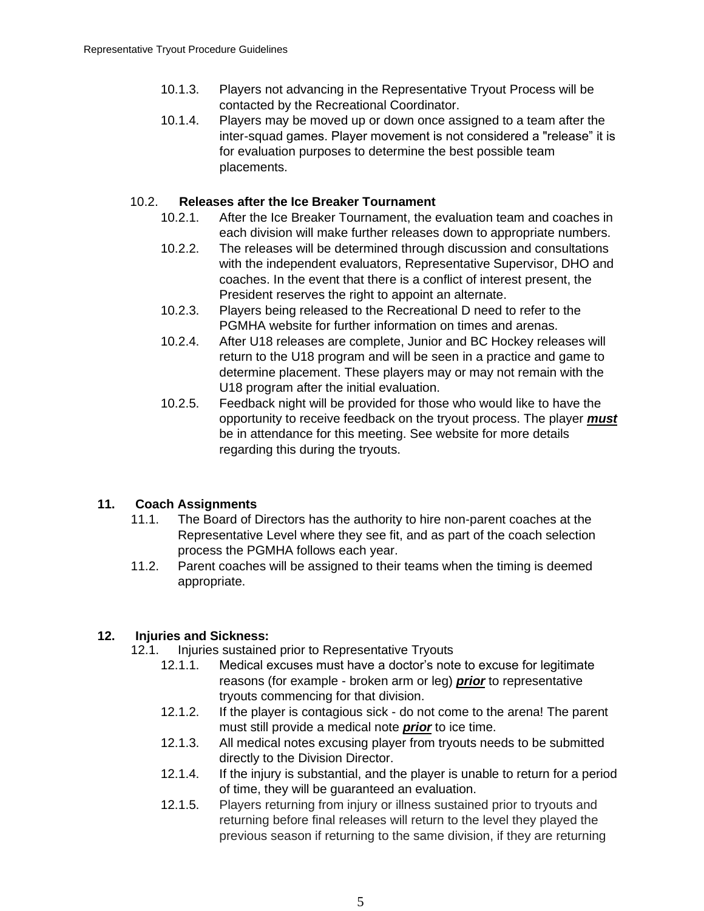10.1.3. Players not advancing in the Representative Tryout Process will be contacted by the Recreational Coordinator.

10.1.4. Players may be moved up or down once assigned to a team after the inter-squad games. Player movement is not considered a "release" it is for evaluation purposes to determine the best possible team placements.

10.2. **Releases after the Ice Breaker Tournament**

10.2.1. After the Ice Breaker Tournament, the evaluation team and coaches in each division will make further releases down to appropriate numbers.

10.2.2. The releases will be determined through discussion and consultations with the independent evaluators, Representative Supervisor, DHO and coaches. In the event that there is a conflict of interest present, the President reserves the right to appoint an alternate.

10.2.3. Players being released to the Recreational D need to refer to the PGMHA website for further information on times and arenas.

10.2.4. After U18 releases are complete, Junior and BC Hockey releases will return to the U18 program and will be seen in a practice and game to determine placement. These players may or may not remain with the U18 program after the initial evaluation.

10.2.5. Feedback night will be provided for those who would like to have the opportunity to receive feedback on the tryout process. The player ***must*** be in attendance for this meeting. See website for more details regarding this during the tryouts.

## 11. Coach Assignments

11.1. The Board of Directors has the authority to hire non-parent coaches at the Representative Level where they see fit, and as part of the coach selection process the PGMHA follows each year.

11.2. Parent coaches will be assigned to their teams when the timing is deemed appropriate.

## 12. Injuries and Sickness:

12.1. Injuries sustained prior to Representative Tryouts

12.1.1. Medical excuses must have a doctor's note to excuse for legitimate reasons (for example - broken arm or leg) ***prior*** to representative tryouts commencing for that division.

12.1.2. If the player is contagious sick - do not come to the arena! The parent must still provide a medical note ***prior*** to ice time.

12.1.3. All medical notes excusing player from tryouts needs to be submitted directly to the Division Director.

12.1.4. If the injury is substantial, and the player is unable to return for a period of time, they will be guaranteed an evaluation.

12.1.5. Players returning from injury or illness sustained prior to tryouts and returning before final releases will return to the level they played the previous season if returning to the same division, if they are returning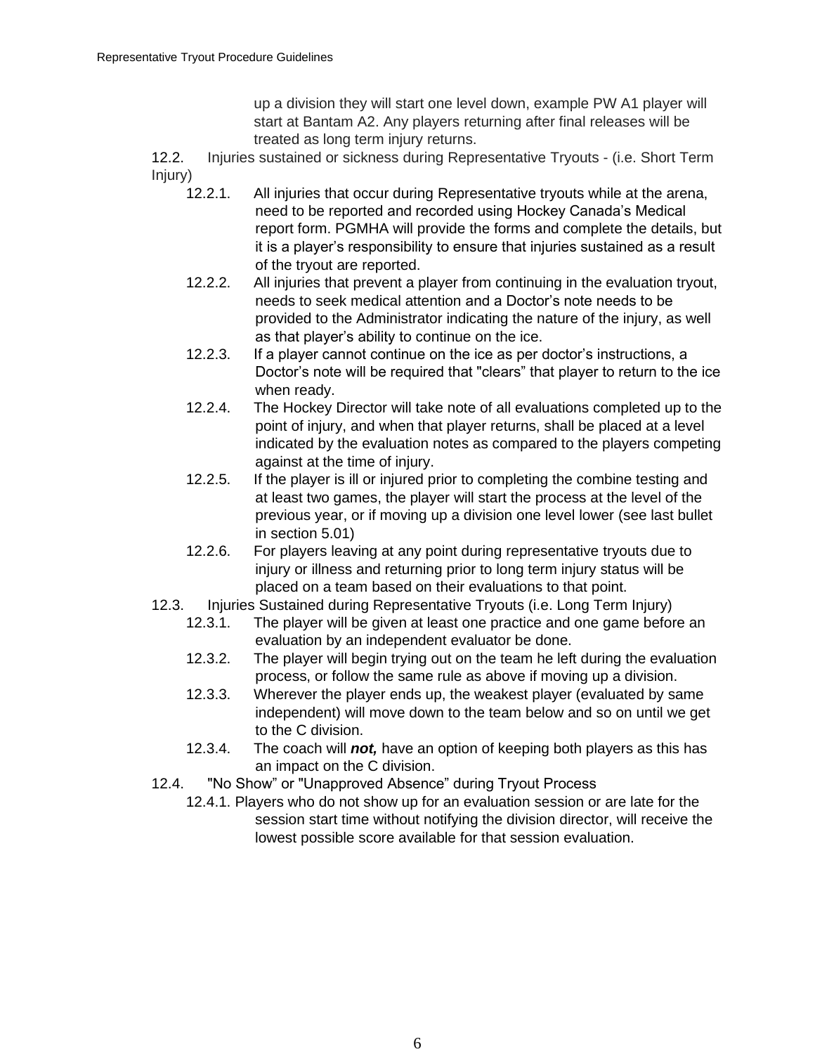up a division they will start one level down, example PW A1 player will start at Bantam A2. Any players returning after final releases will be treated as long term injury returns.

12.2. Injuries sustained or sickness during Representative Tryouts - (i.e. Short Term Injury)

- 12.2.1. All injuries that occur during Representative tryouts while at the arena, need to be reported and recorded using Hockey Canada's Medical report form. PGMHA will provide the forms and complete the details, but it is a player's responsibility to ensure that injuries sustained as a result of the tryout are reported.
- 12.2.2. All injuries that prevent a player from continuing in the evaluation tryout, needs to seek medical attention and a Doctor's note needs to be provided to the Administrator indicating the nature of the injury, as well as that player's ability to continue on the ice.
- 12.2.3. If a player cannot continue on the ice as per doctor's instructions, a Doctor's note will be required that "clears" that player to return to the ice when ready.
- 12.2.4. The Hockey Director will take note of all evaluations completed up to the point of injury, and when that player returns, shall be placed at a level indicated by the evaluation notes as compared to the players competing against at the time of injury.
- 12.2.5. If the player is ill or injured prior to completing the combine testing and at least two games, the player will start the process at the level of the previous year, or if moving up a division one level lower (see last bullet in section 5.01)
- 12.2.6. For players leaving at any point during representative tryouts due to injury or illness and returning prior to long term injury status will be placed on a team based on their evaluations to that point.

12.3. Injuries Sustained during Representative Tryouts (i.e. Long Term Injury)

- 12.3.1. The player will be given at least one practice and one game before an evaluation by an independent evaluator be done.
- 12.3.2. The player will begin trying out on the team he left during the evaluation process, or follow the same rule as above if moving up a division.
- 12.3.3. Wherever the player ends up, the weakest player (evaluated by same independent) will move down to the team below and so on until we get to the C division.
- 12.3.4. The coach will ***not,*** have an option of keeping both players as this has an impact on the C division.

12.4. "No Show" or "Unapproved Absence" during Tryout Process

- 12.4.1. Players who do not show up for an evaluation session or are late for the session start time without notifying the division director, will receive the lowest possible score available for that session evaluation.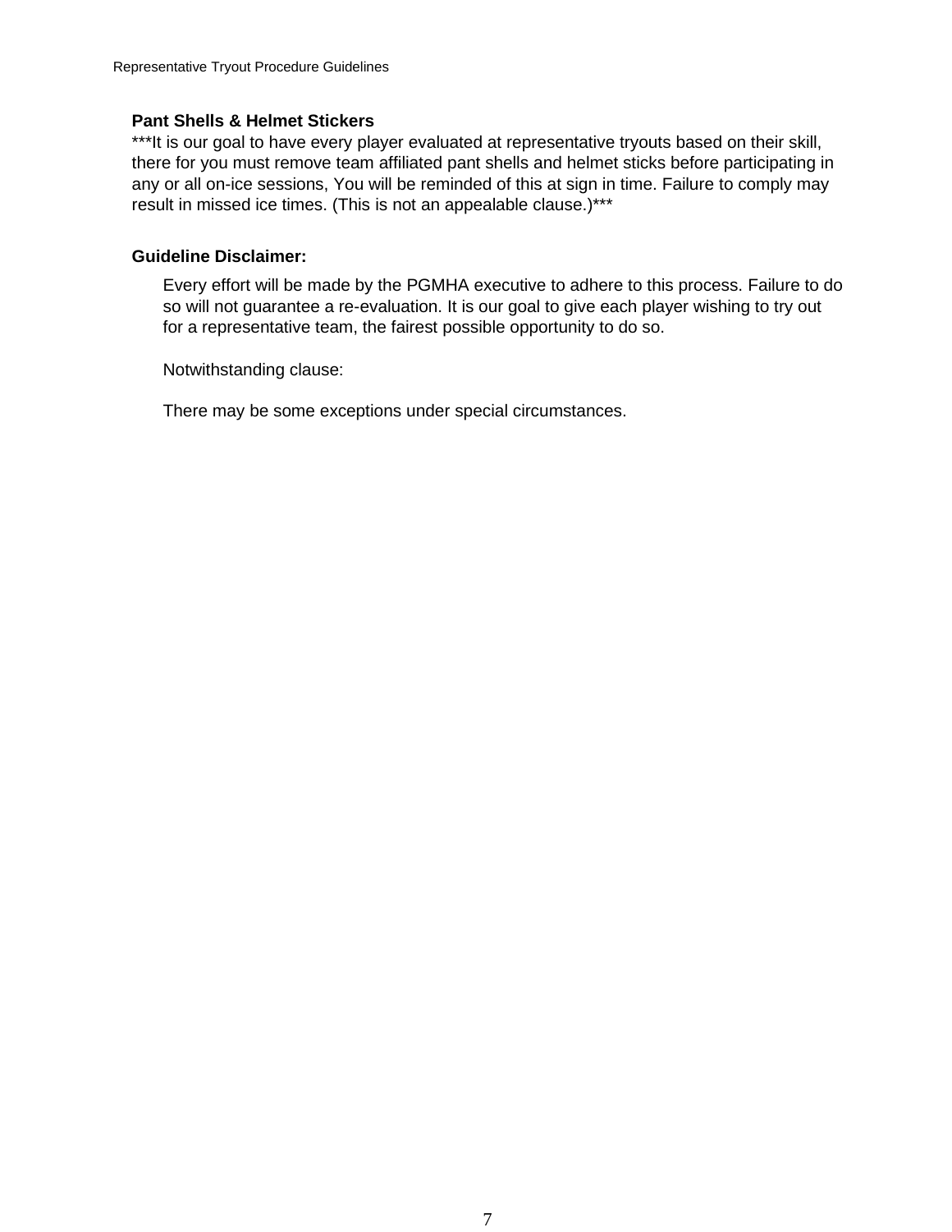**Pant Shells & Helmet Stickers**

***It is our goal to have every player evaluated at representative tryouts based on their skill, there for you must remove team affiliated pant shells and helmet sticks before participating in any or all on-ice sessions, You will be reminded of this at sign in time. Failure to comply may result in missed ice times. (This is not an appealable clause.)***

**Guideline Disclaimer:**

Every effort will be made by the PGMHA executive to adhere to this process. Failure to do so will not guarantee a re-evaluation. It is our goal to give each player wishing to try out for a representative team, the fairest possible opportunity to do so.

Notwithstanding clause:

There may be some exceptions under special circumstances.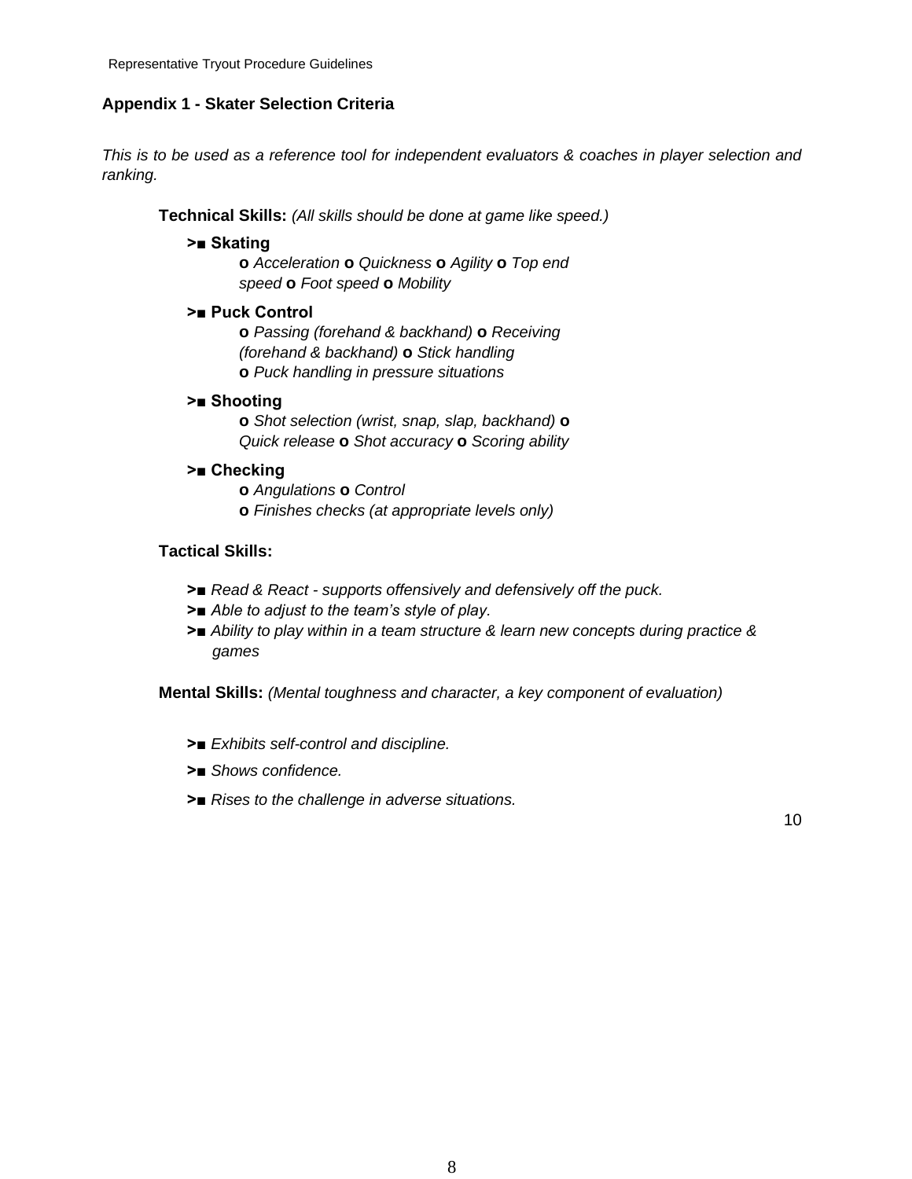## Appendix 1 - Skater Selection Criteria

*This is to be used as a reference tool for independent evaluators & coaches in player selection and ranking.*

**Technical Skills:** *(All skills should be done at game like speed.)*

- **Skating**
  - *Acceleration*
  - *Quickness*
  - *Agility*
  - *Top end speed*
  - *Foot speed*
  - *Mobility*
- **Puck Control**
  - *Passing (forehand & backhand)*
  - *Receiving (forehand & backhand)*
  - *Stick handling*
  - *Puck handling in pressure situations*
- **Shooting**
  - *Shot selection (wrist, snap, slap, backhand)*
  - *Quick release*
  - *Shot accuracy*
  - *Scoring ability*
- **Checking**
  - *Angulations*
  - *Control*
  - *Finishes checks (at appropriate levels only)*

**Tactical Skills:**

- *Read & React - supports offensively and defensively off the puck.*
- *Able to adjust to the team's style of play.*
- *Ability to play within in a team structure & learn new concepts during practice & games*

**Mental Skills:** *(Mental toughness and character, a key component of evaluation)*

- *Exhibits self-control and discipline.*
- *Shows confidence.*
- *Rises to the challenge in adverse situations.*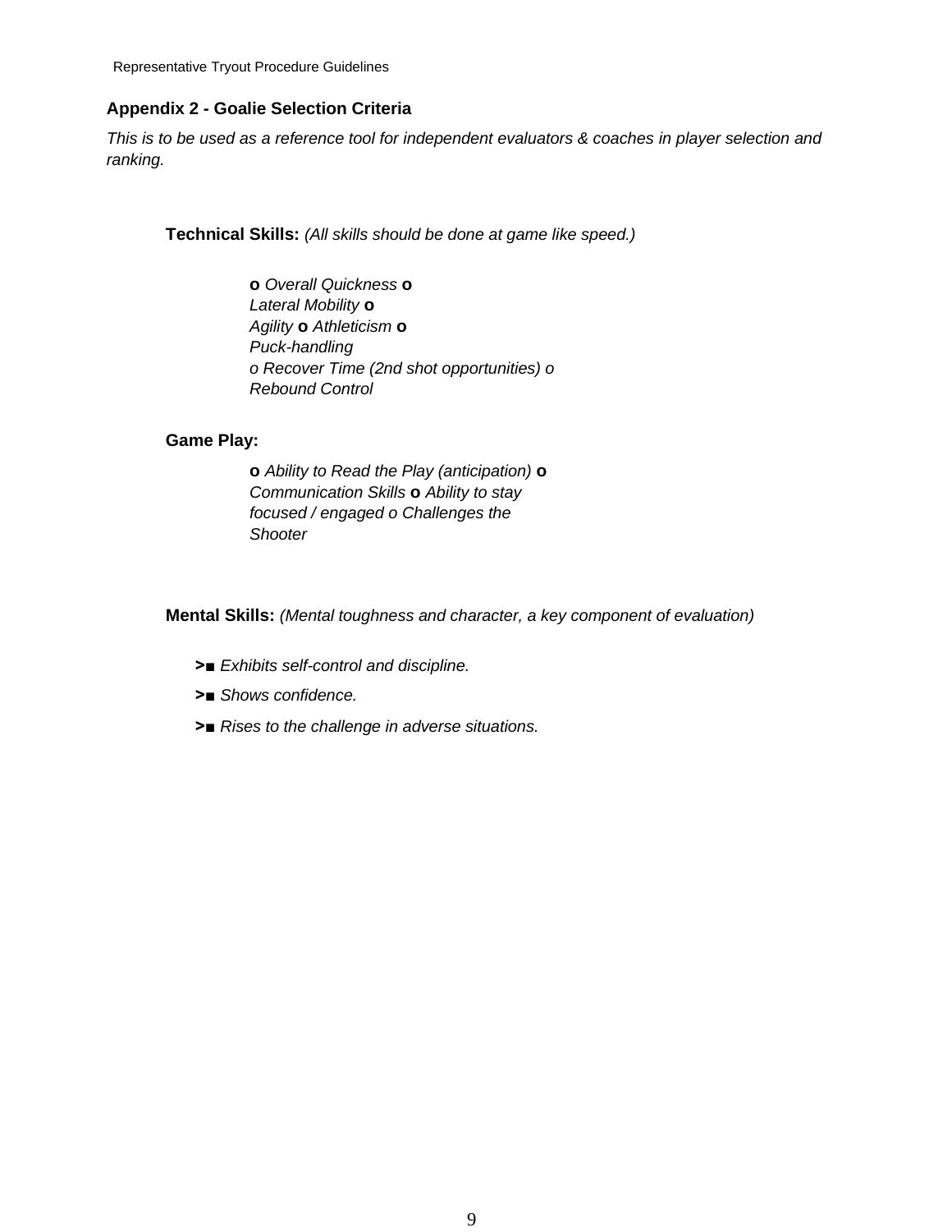## Appendix 2 - Goalie Selection Criteria

*This is to be used as a reference tool for independent evaluators & coaches in player selection and ranking.*

**Technical Skills:** *(All skills should be done at game like speed.)*

- *Overall Quickness*
- *Lateral Mobility*
- *Agility*
- *Athleticism*
- *Puck-handling*
- *Recover Time (2nd shot opportunities)*
- *Rebound Control*

**Game Play:**

- *Ability to Read the Play (anticipation)*
- *Communication Skills*
- *Ability to stay focused / engaged*
- *Challenges the Shooter*

**Mental Skills:** *(Mental toughness and character, a key component of evaluation)*

- *Exhibits self-control and discipline.*
- *Shows confidence.*
- *Rises to the challenge in adverse situations.*